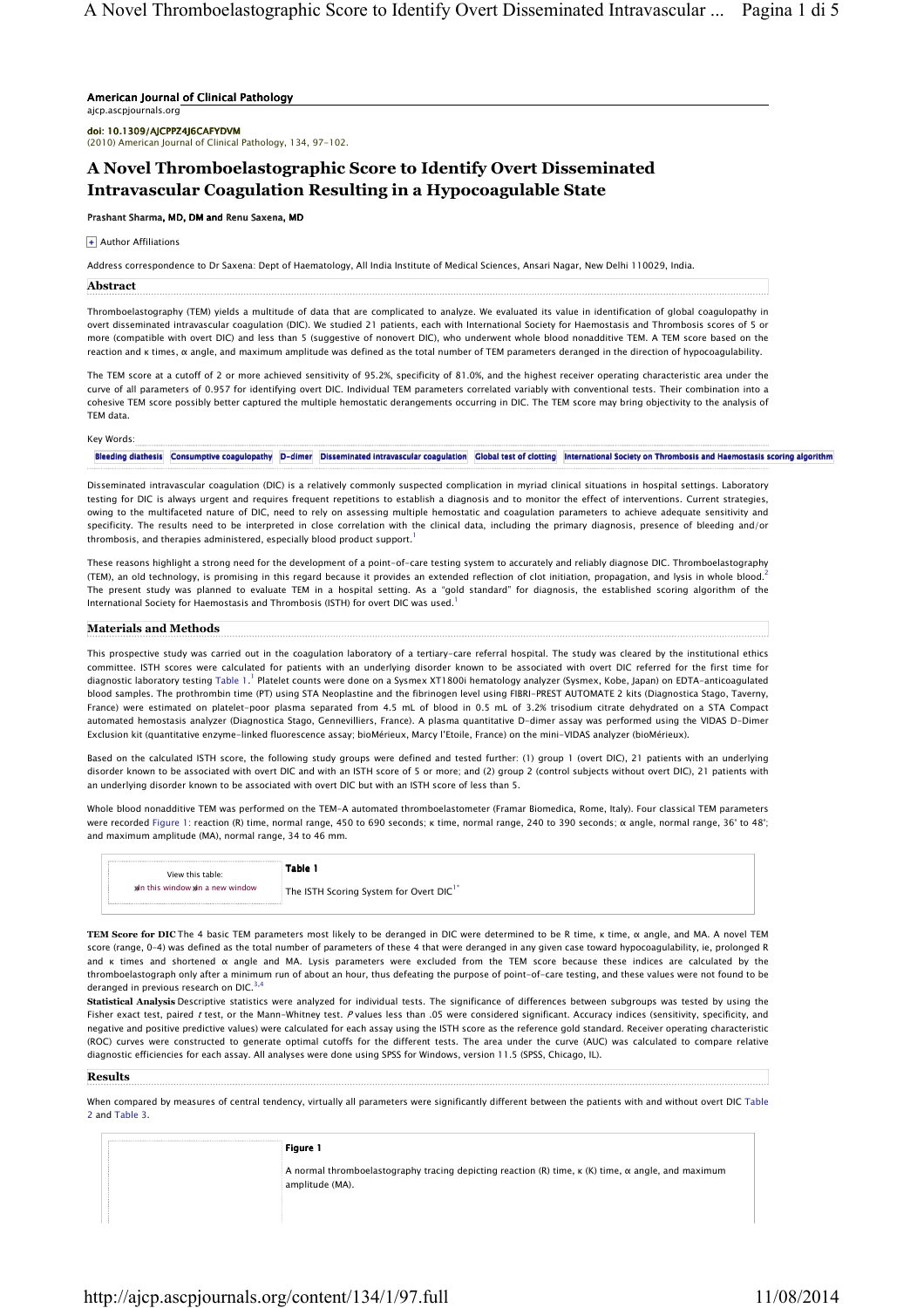American Journal of Clinical Pathology
ajcp.ascpjournals.org

doi: 10.1309/AJCPPZ4J6CAFYDVM
(2010) American Journal of Clinical Pathology, 134, 97-102.

# A Novel Thromboelastographic Score to Identify Overt Disseminated Intravascular Coagulation Resulting in a Hypocoagulable State

**Prashant Sharma, MD, DM and Renu Saxena, MD**

+ Author Affiliations

Address correspondence to Dr Saxena: Dept of Haematology, All India Institute of Medical Sciences, Ansari Nagar, New Delhi 110029, India.

## Abstract

Thromboelastography (TEM) yields a multitude of data that are complicated to analyze. We evaluated its value in identification of global coagulopathy in overt disseminated intravascular coagulation (DIC). We studied 21 patients, each with International Society for Haemostasis and Thrombosis scores of 5 or more (compatible with overt DIC) and less than 5 (suggestive of nonovert DIC), who underwent whole blood nonadditive TEM. A TEM score based on the reaction and κ times, α angle, and maximum amplitude was defined as the total number of TEM parameters deranged in the direction of hypocoagulability.

The TEM score at a cutoff of 2 or more achieved sensitivity of 95.2%, specificity of 81.0%, and the highest receiver operating characteristic area under the curve of all parameters of 0.957 for identifying overt DIC. Individual TEM parameters correlated variably with conventional tests. Their combination into a cohesive TEM score possibly better captured the multiple hemostatic derangements occurring in DIC. The TEM score may bring objectivity to the analysis of TEM data.

Key Words:

Bleeding diathesis | Consumptive coagulopathy | D-dimer | Disseminated intravascular coagulation | Global test of clotting | International Society on Thrombosis and Haemostasis scoring algorithm

Disseminated intravascular coagulation (DIC) is a relatively commonly suspected complication in myriad clinical situations in hospital settings. Laboratory testing for DIC is always urgent and requires frequent repetitions to establish a diagnosis and to monitor the effect of interventions. Current strategies, owing to the multifaceted nature of DIC, need to rely on assessing multiple hemostatic and coagulation parameters to achieve adequate sensitivity and specificity. The results need to be interpreted in close correlation with the clinical data, including the primary diagnosis, presence of bleeding and/or thrombosis, and therapies administered, especially blood product support.[1]

These reasons highlight a strong need for the development of a point-of-care testing system to accurately and reliably diagnose DIC. Thromboelastography (TEM), an old technology, is promising in this regard because it provides an extended reflection of clot initiation, propagation, and lysis in whole blood.[2] The present study was planned to evaluate TEM in a hospital setting. As a "gold standard" for diagnosis, the established scoring algorithm of the International Society for Haemostasis and Thrombosis (ISTH) for overt DIC was used.[1]

## Materials and Methods

This prospective study was carried out in the coagulation laboratory of a tertiary-care referral hospital. The study was cleared by the institutional ethics committee. ISTH scores were calculated for patients with an underlying disorder known to be associated with overt DIC referred for the first time for diagnostic laboratory testing Table 1.[1] Platelet counts were done on a Sysmex XT1800i hematology analyzer (Sysmex, Kobe, Japan) on EDTA-anticoagulated blood samples. The prothrombin time (PT) using STA Neoplastine and the fibrinogen level using FIBRI-PREST AUTOMATE 2 kits (Diagnostica Stago, Taverny, France) were estimated on platelet-poor plasma separated from 4.5 mL of blood in 0.5 mL of 3.2% trisodium citrate dehydrated on a STA Compact automated hemostasis analyzer (Diagnostica Stago, Gennevilliers, France). A plasma quantitative D-dimer assay was performed using the VIDAS D-Dimer Exclusion kit (quantitative enzyme-linked fluorescence assay; bioMérieux, Marcy l'Etoile, France) on the mini-VIDAS analyzer (bioMérieux).

Based on the calculated ISTH score, the following study groups were defined and tested further: (1) group 1 (overt DIC), 21 patients with an underlying disorder known to be associated with overt DIC and with an ISTH score of 5 or more; and (2) group 2 (control subjects without overt DIC), 21 patients with an underlying disorder known to be associated with overt DIC but with an ISTH score of less than 5.

Whole blood nonadditive TEM was performed on the TEM-A automated thromboelastometer (Framar Biomedica, Rome, Italy). Four classical TEM parameters were recorded Figure 1: reaction (R) time, normal range, 450 to 690 seconds; κ time, normal range, 240 to 390 seconds; α angle, normal range, 36° to 48°; and maximum amplitude (MA), normal range, 34 to 46 mm.

View this table: In this window / In a new window

**Table 1**

The ISTH Scoring System for Overt DIC[1*]

**TEM Score for DIC** The 4 basic TEM parameters most likely to be deranged in DIC were determined to be R time, κ time, α angle, and MA. A novel TEM score (range, 0-4) was defined as the total number of parameters of these 4 that were deranged in any given case toward hypocoagulability, ie, prolonged R and κ times and shortened α angle and MA. Lysis parameters were excluded from the TEM score because these indices are calculated by the thromboelastograph only after a minimum run of about an hour, thus defeating the purpose of point-of-care testing, and these values were not found to be deranged in previous research on DIC.[3,4]

**Statistical Analysis** Descriptive statistics were analyzed for individual tests. The significance of differences between subgroups was tested by using the Fisher exact test, paired *t* test, or the Mann-Whitney test. *P* values less than .05 were considered significant. Accuracy indices (sensitivity, specificity, and negative and positive predictive values) were calculated for each assay using the ISTH score as the reference gold standard. Receiver operating characteristic (ROC) curves were constructed to generate optimal cutoffs for the different tests. The area under the curve (AUC) was calculated to compare relative diagnostic efficiencies for each assay. All analyses were done using SPSS for Windows, version 11.5 (SPSS, Chicago, IL).

## Results

When compared by measures of central tendency, virtually all parameters were significantly different between the patients with and without overt DIC Table 2 and Table 3.

**Figure 1**

A normal thromboelastography tracing depicting reaction (R) time, κ (K) time, α angle, and maximum amplitude (MA).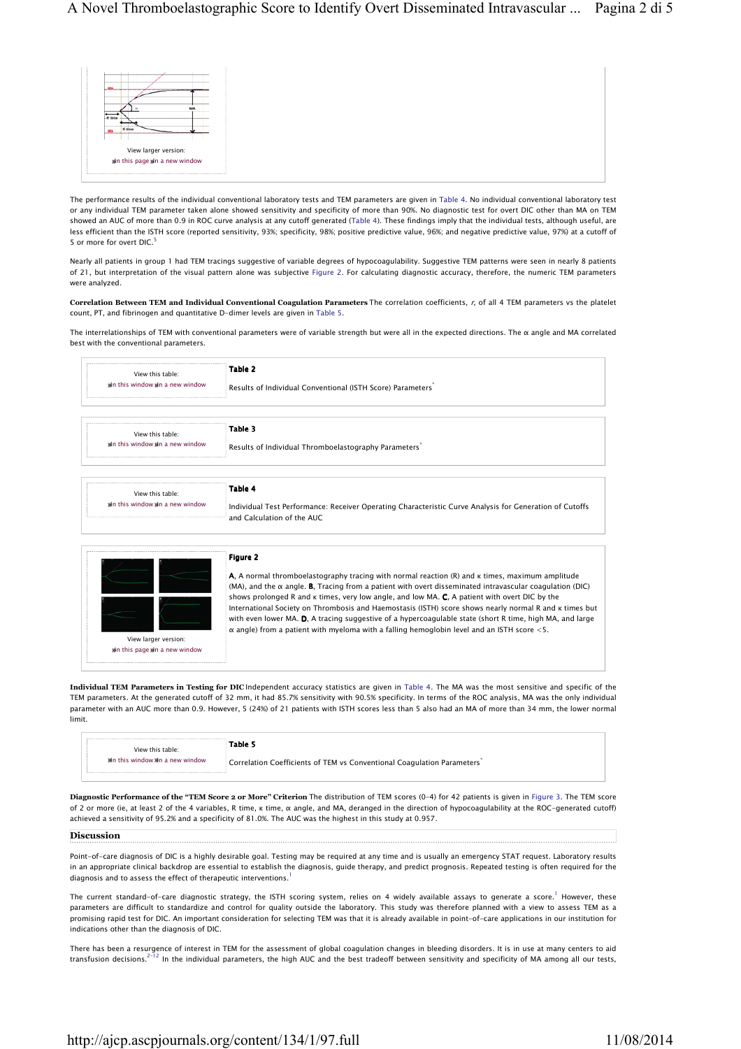View larger version:
In this page In a new window

The performance results of the individual conventional laboratory tests and TEM parameters are given in Table 4. No individual conventional laboratory test or any individual TEM parameter taken alone showed sensitivity and specificity of more than 90%. No diagnostic test for overt DIC other than MA on TEM showed an AUC of more than 0.9 in ROC curve analysis at any cutoff generated (Table 4). These findings imply that the individual tests, although useful, are less efficient than the ISTH score (reported sensitivity, 93%; specificity, 98%; positive predictive value, 96%; and negative predictive value, 97%) at a cutoff of 5 or more for overt DIC.[5]

Nearly all patients in group 1 had TEM tracings suggestive of variable degrees of hypocoagulability. Suggestive TEM patterns were seen in nearly 8 patients of 21, but interpretation of the visual pattern alone was subjective Figure 2. For calculating diagnostic accuracy, therefore, the numeric TEM parameters were analyzed.

**Correlation Between TEM and Individual Conventional Coagulation Parameters** The correlation coefficients, *r*, of all 4 TEM parameters vs the platelet count, PT, and fibrinogen and quantitative D-dimer levels are given in Table 5.

The interrelationships of TEM with conventional parameters were of variable strength but were all in the expected directions. The α angle and MA correlated best with the conventional parameters.

View this table:
In this window In a new window

**Table 2**

Results of Individual Conventional (ISTH Score) Parameters*

View this table:
In this window In a new window

**Table 3**

Results of Individual Thromboelastography Parameters*

View this table:
In this window In a new window

**Table 4**

Individual Test Performance: Receiver Operating Characteristic Curve Analysis for Generation of Cutoffs and Calculation of the AUC

View larger version:
In this page In a new window

**Figure 2**

**A**, A normal thromboelastography tracing with normal reaction (R) and κ times, maximum amplitude (MA), and the α angle. **B**, Tracing from a patient with overt disseminated intravascular coagulation (DIC) shows prolonged R and κ times, very low angle, and low MA. **C**, A patient with overt DIC by the International Society on Thrombosis and Haemostasis (ISTH) score shows nearly normal R and κ times but with even lower MA. **D**, A tracing suggestive of a hypercoagulable state (short R time, high MA, and large α angle) from a patient with myeloma with a falling hemoglobin level and an ISTH score <5.

**Individual TEM Parameters in Testing for DIC** Independent accuracy statistics are given in Table 4. The MA was the most sensitive and specific of the TEM parameters. At the generated cutoff of 32 mm, it had 85.7% sensitivity with 90.5% specificity. In terms of the ROC analysis, MA was the only individual parameter with an AUC more than 0.9. However, 5 (24%) of 21 patients with ISTH scores less than 5 also had an MA of more than 34 mm, the lower normal limit.

View this table:
In this window In a new window

**Table 5**

Correlation Coefficients of TEM vs Conventional Coagulation Parameters*

**Diagnostic Performance of the "TEM Score 2 or More" Criterion** The distribution of TEM scores (0–4) for 42 patients is given in Figure 3. The TEM score of 2 or more (ie, at least 2 of the 4 variables, R time, κ time, α angle, and MA, deranged in the direction of hypocoagulability at the ROC-generated cutoff) achieved a sensitivity of 95.2% and a specificity of 81.0%. The AUC was the highest in this study at 0.957.

## Discussion

Point-of-care diagnosis of DIC is a highly desirable goal. Testing may be required at any time and is usually an emergency STAT request. Laboratory results in an appropriate clinical backdrop are essential to establish the diagnosis, guide therapy, and predict prognosis. Repeated testing is often required for the diagnosis and to assess the effect of therapeutic interventions.[1]

The current standard-of-care diagnostic strategy, the ISTH scoring system, relies on 4 widely available assays to generate a score.[1] However, these parameters are difficult to standardize and control for quality outside the laboratory. This study was therefore planned with a view to assess TEM as a promising rapid test for DIC. An important consideration for selecting TEM was that it is already available in point-of-care applications in our institution for indications other than the diagnosis of DIC.

There has been a resurgence of interest in TEM for the assessment of global coagulation changes in bleeding disorders. It is in use at many centers to aid transfusion decisions.[2–12] In the individual parameters, the high AUC and the best tradeoff between sensitivity and specificity of MA among all our tests,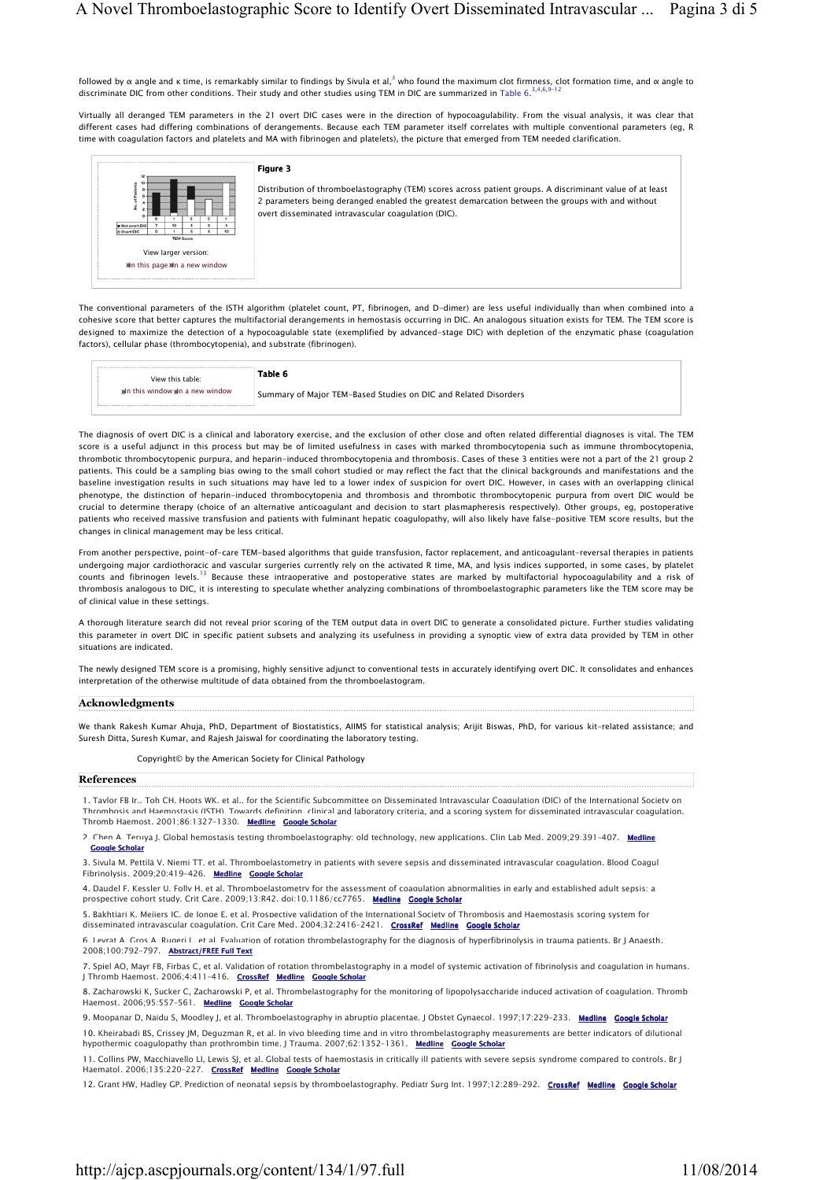followed by α angle and κ time, is remarkably similar to findings by Sivula et al,[3] who found the maximum clot firmness, clot formation time, and α angle to discriminate DIC from other conditions. Their study and other studies using TEM in DIC are summarized in Table 6.[3,4,6,9–12]

Virtually all deranged TEM parameters in the 21 overt DIC cases were in the direction of hypocoagulability. From the visual analysis, it was clear that different cases had differing combinations of derangements. Because each TEM parameter itself correlates with multiple conventional parameters (eg, R time with coagulation factors and platelets and MA with fibrinogen and platelets), the picture that emerged from TEM needed clarification.

| | 0 | 1 | 2 | 3 | 4 |
|---|---|---|---|---|---|
| Not overt DIC | 7 | 10 | 4 | 0 | 0 |
| Overt DIC | 0 | 1 | 5 | 4 | 10 |

TEM Score

View larger version:
In this page In a new window

**Figure 3**

Distribution of thromboelastography (TEM) scores across patient groups. A discriminant value of at least 2 parameters being deranged enabled the greatest demarcation between the groups with and without overt disseminated intravascular coagulation (DIC).

The conventional parameters of the ISTH algorithm (platelet count, PT, fibrinogen, and D-dimer) are less useful individually than when combined into a cohesive score that better captures the multifactorial derangements in hemostasis occurring in DIC. An analogous situation exists for TEM. The TEM score is designed to maximize the detection of a hypocoagulable state (exemplified by advanced-stage DIC) with depletion of the enzymatic phase (coagulation factors), cellular phase (thrombocytopenia), and substrate (fibrinogen).

View this table:
In this window In a new window

**Table 6**

Summary of Major TEM-Based Studies on DIC and Related Disorders

The diagnosis of overt DIC is a clinical and laboratory exercise, and the exclusion of other close and often related differential diagnoses is vital. The TEM score is a useful adjunct in this process but may be of limited usefulness in cases with marked thrombocytopenia such as immune thrombocytopenia, thrombotic thrombocytopenic purpura, and heparin-induced thrombocytopenia and thrombosis. Cases of these 3 entities were not a part of the 21 group 2 patients. This could be a sampling bias owing to the small cohort studied or may reflect the fact that the clinical backgrounds and manifestations and the baseline investigation results in such situations may have led to a lower index of suspicion for overt DIC. However, in cases with an overlapping clinical phenotype, the distinction of heparin-induced thrombocytopenia and thrombosis and thrombotic thrombocytopenic purpura from overt DIC would be crucial to determine therapy (choice of an alternative anticoagulant and decision to start plasmapheresis respectively). Other groups, eg, postoperative patients who received massive transfusion and patients with fulminant hepatic coagulopathy, will also likely have false-positive TEM score results, but the changes in clinical management may be less critical.

From another perspective, point-of-care TEM–based algorithms that guide transfusion, factor replacement, and anticoagulant-reversal therapies in patients undergoing major cardiothoracic and vascular surgeries currently rely on the activated R time, MA, and lysis indices supported, in some cases, by platelet counts and fibrinogen levels.[13] Because these intraoperative and postoperative states are marked by multifactorial hypocoagulability and a risk of thrombosis analogous to DIC, it is interesting to speculate whether analyzing combinations of thromboelastographic parameters like the TEM score may be of clinical value in these settings.

A thorough literature search did not reveal prior scoring of the TEM output data in overt DIC to generate a consolidated picture. Further studies validating this parameter in overt DIC in specific patient subsets and analyzing its usefulness in providing a synoptic view of extra data provided by TEM in other situations are indicated.

The newly designed TEM score is a promising, highly sensitive adjunct to conventional tests in accurately identifying overt DIC. It consolidates and enhances interpretation of the otherwise multitude of data obtained from the thromboelastogram.

## Acknowledgments

We thank Rakesh Kumar Ahuja, PhD, Department of Biostatistics, AIIMS for statistical analysis; Arijit Biswas, PhD, for various kit-related assistance; and Suresh Ditta, Suresh Kumar, and Rajesh Jaiswal for coordinating the laboratory testing.

Copyright© by the American Society for Clinical Pathology

## References

1. Taylor FB Jr., Toh CH, Hoots WK, et al., for the Scientific Subcommittee on Disseminated Intravascular Coagulation (DIC) of the International Society on Thrombosis and Haemostasis (ISTH). Towards definition, clinical and laboratory criteria, and a scoring system for disseminated intravascular coagulation. Thromb Haemost. 2001;86:1327–1330. Medline Google Scholar
2. Chen A, Teruya J. Global hemostasis testing thromboelastography: old technology, new applications. Clin Lab Med. 2009;29:391–407. Medline Google Scholar
3. Sivula M, Pettilä V, Niemi TT, et al. Thromboelastometry in patients with severe sepsis and disseminated intravascular coagulation. Blood Coagul Fibrinolysis. 2009;20:419–426. Medline Google Scholar
4. Daudel F, Kessler U, Folly H, et al. Thromboelastometry for the assessment of coagulation abnormalities in early and established adult sepsis: a prospective cohort study. Crit Care. 2009;13:R42. doi:10.1186/cc7765. Medline Google Scholar
5. Bakhtiari K, Meijers JC, de Jonge E, et al. Prospective validation of the International Society of Thrombosis and Haemostasis scoring system for disseminated intravascular coagulation. Crit Care Med. 2004;32:2416–2421. CrossRef Medline Google Scholar
6. Levrat A, Gros A, Rugeri L, et al. Evaluation of rotation thrombelastography for the diagnosis of hyperfibrinolysis in trauma patients. Br J Anaesth. 2008;100:792–797. Abstract/FREE Full Text
7. Spiel AO, Mayr FB, Firbas C, et al. Validation of rotation thrombelastography in a model of systemic activation of fibrinolysis and coagulation in humans. J Thromb Haemost. 2006;4:411–416. CrossRef Medline Google Scholar
8. Zacharowski K, Sucker C, Zacharowski P, et al. Thrombelastography for the monitoring of lipopolysaccharide induced activation of coagulation. Thromb Haemost. 2006;95:557–561. Medline Google Scholar
9. Moopanar D, Naidu S, Moodley J, et al. Thromboelastography in abruptio placentae. J Obstet Gynaecol. 1997;17:229–233. Medline Google Scholar
10. Kheirabadi BS, Crissey JM, Deguzman R, et al. In vivo bleeding time and in vitro thrombelastography measurements are better indicators of dilutional hypothermic coagulopathy than prothrombin time. J Trauma. 2007;62:1352–1361. Medline Google Scholar
11. Collins PW, Macchiavello LI, Lewis SJ, et al. Global tests of haemostasis in critically ill patients with severe sepsis syndrome compared to controls. Br J Haematol. 2006;135:220–227. CrossRef Medline Google Scholar
12. Grant HW, Hadley GP. Prediction of neonatal sepsis by thromboelastography. Pediatr Surg Int. 1997;12:289–292. CrossRef Medline Google Scholar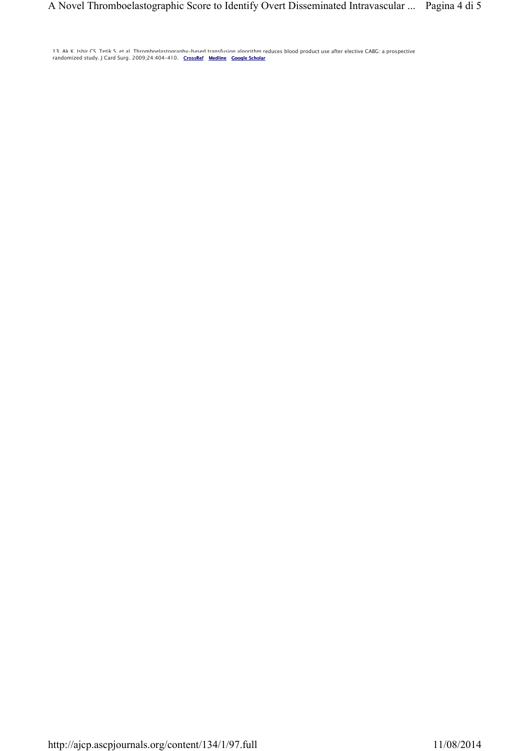13. Ak K, Isbir CS, Tetik S, et al. Thromboelastography-based transfusion algorithm reduces blood product use after elective CABG: a prospective randomized study. J Card Surg. 2009;24:404-410. CrossRef Medline Google Scholar